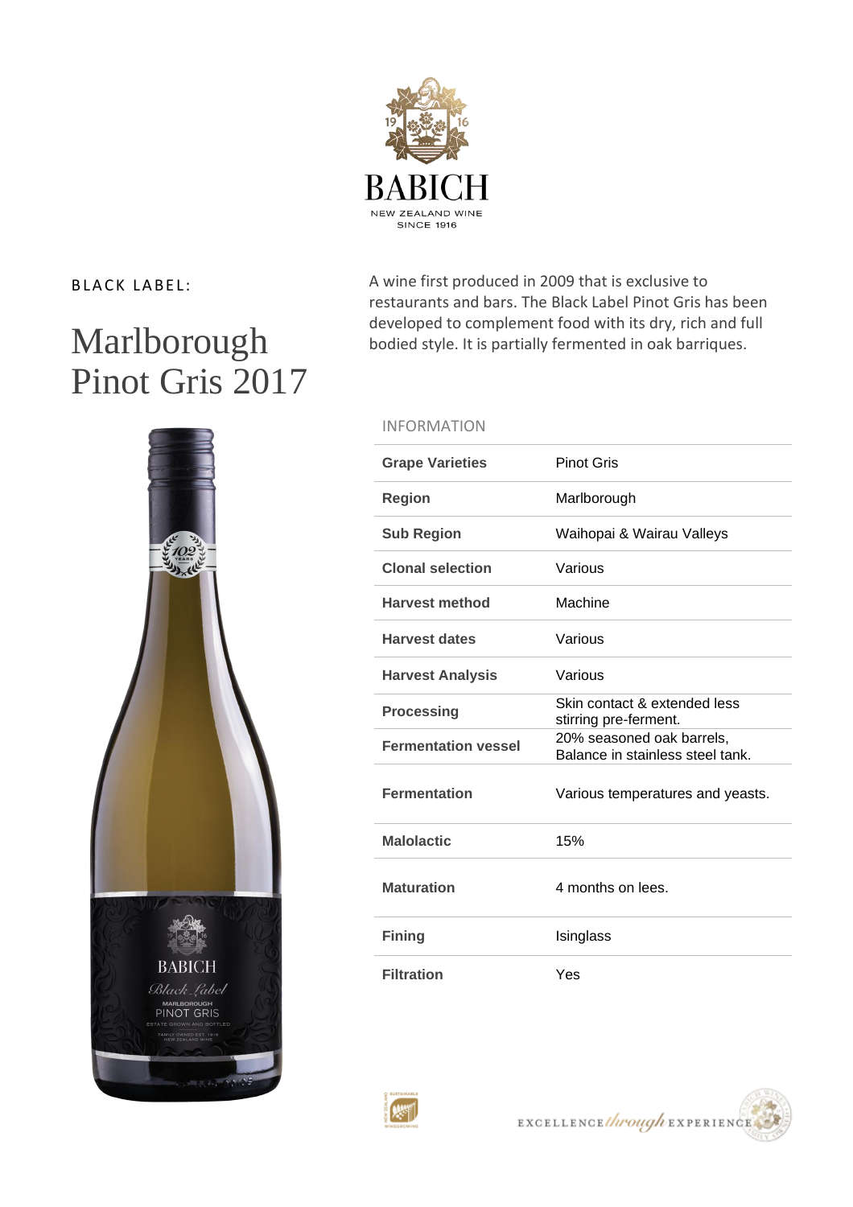BABICH

NEW ZEALAND WINE
SINCE 1916

BLACK LABEL:

# Marlborough Pinot Gris 2017

A wine first produced in 2009 that is exclusive to restaurants and bars. The Black Label Pinot Gris has been developed to complement food with its dry, rich and full bodied style. It is partially fermented in oak barriques.

## INFORMATION

| | |
|---|---|
| **Grape Varieties** | Pinot Gris |
| **Region** | Marlborough |
| **Sub Region** | Waihopai & Wairau Valleys |
| **Clonal selection** | Various |
| **Harvest method** | Machine |
| **Harvest dates** | Various |
| **Harvest Analysis** | Various |
| **Processing** | Skin contact & extended less stirring pre-ferment. |
| **Fermentation vessel** | 20% seasoned oak barrels, Balance in stainless steel tank. |
| **Fermentation** | Various temperatures and yeasts. |
| **Malolactic** | 15% |
| **Maturation** | 4 months on lees. |
| **Fining** | Isinglass |
| **Filtration** | Yes |

EXCELLENCE *through* EXPERIENCE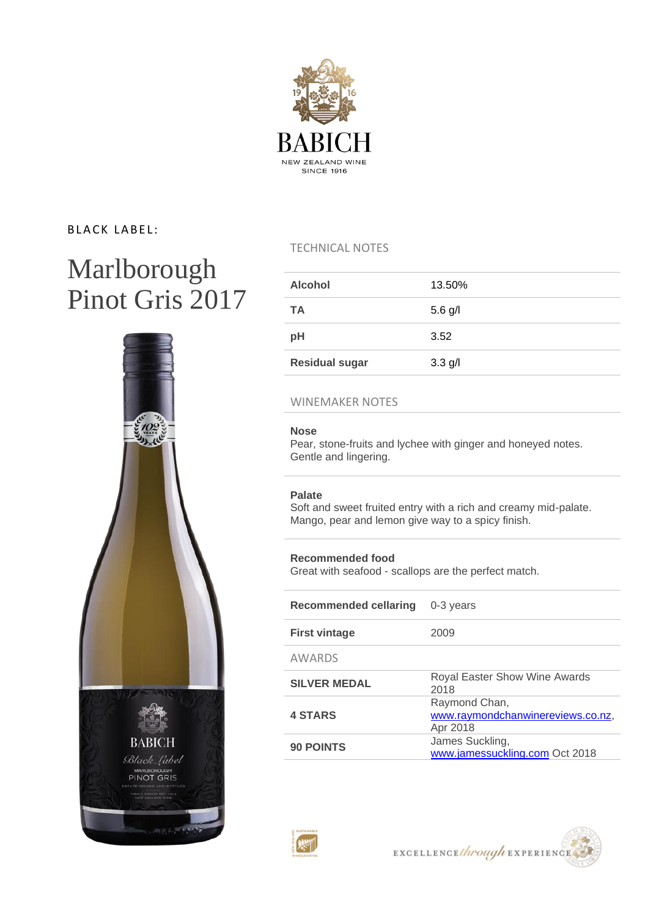BABICH

NEW ZEALAND WINE
SINCE 1916

BLACK LABEL:

# Marlborough Pinot Gris 2017

## TECHNICAL NOTES

| | |
|---|---|
| **Alcohol** | 13.50% |
| **TA** | 5.6 g/l |
| **pH** | 3.52 |
| **Residual sugar** | 3.3 g/l |

## WINEMAKER NOTES

**Nose**
Pear, stone-fruits and lychee with ginger and honeyed notes. Gentle and lingering.

**Palate**
Soft and sweet fruited entry with a rich and creamy mid-palate. Mango, pear and lemon give way to a spicy finish.

**Recommended food**
Great with seafood - scallops are the perfect match.

| | |
|---|---|
| **Recommended cellaring** | 0-3 years |
| **First vintage** | 2009 |

## AWARDS

| | |
|---|---|
| **SILVER MEDAL** | Royal Easter Show Wine Awards 2018 |
| **4 STARS** | Raymond Chan, www.raymondchanwinereviews.co.nz, Apr 2018 |
| **90 POINTS** | James Suckling, www.jamessuckling.com Oct 2018 |

EXCELLENCE *through* EXPERIENCE